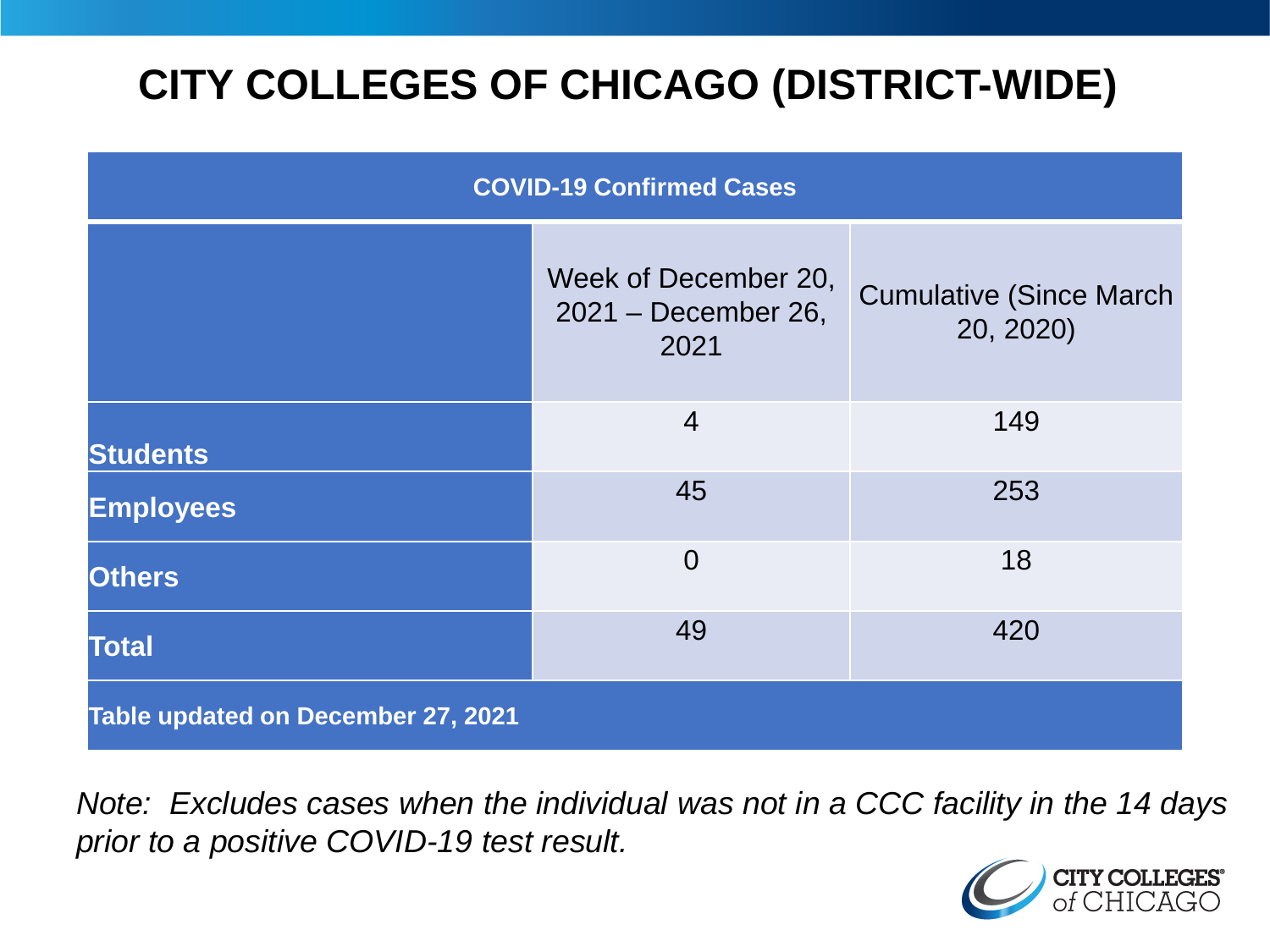# CITY COLLEGES OF CHICAGO (DISTRICT-WIDE)

| COVID-19 Confirmed Cases | | |
|---|---|---|
| | Week of December 20, 2021 – December 26, 2021 | Cumulative (Since March 20, 2020) |
| **Students** | 4 | 149 |
| **Employees** | 45 | 253 |
| **Others** | 0 | 18 |
| **Total** | 49 | 420 |
| **Table updated on December 27, 2021** | | |

*Note: Excludes cases when the individual was not in a CCC facility in the 14 days prior to a positive COVID-19 test result.*

CITY COLLEGES® of CHICAGO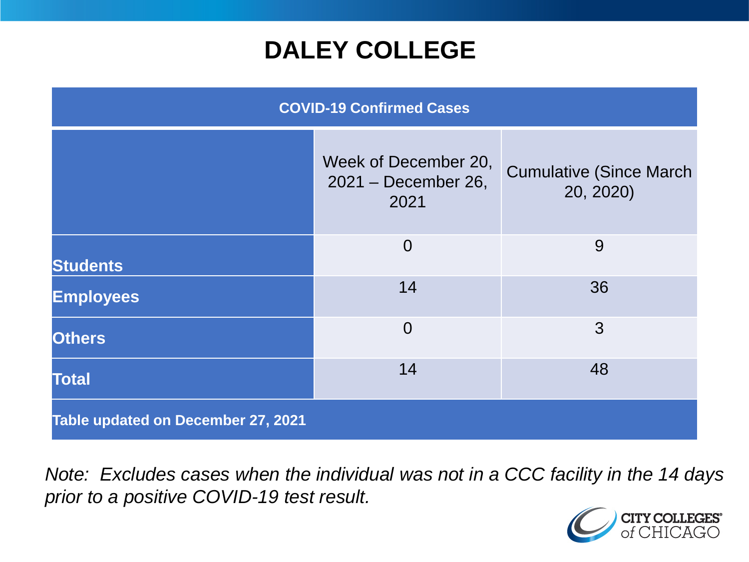# DALEY COLLEGE

| COVID-19 Confirmed Cases | | |
|---|---|---|
| | Week of December 20, 2021 – December 26, 2021 | Cumulative (Since March 20, 2020) |
| **Students** | 0 | 9 |
| **Employees** | 14 | 36 |
| **Others** | 0 | 3 |
| **Total** | 14 | 48 |
| **Table updated on December 27, 2021** | | |

*Note: Excludes cases when the individual was not in a CCC facility in the 14 days prior to a positive COVID-19 test result.*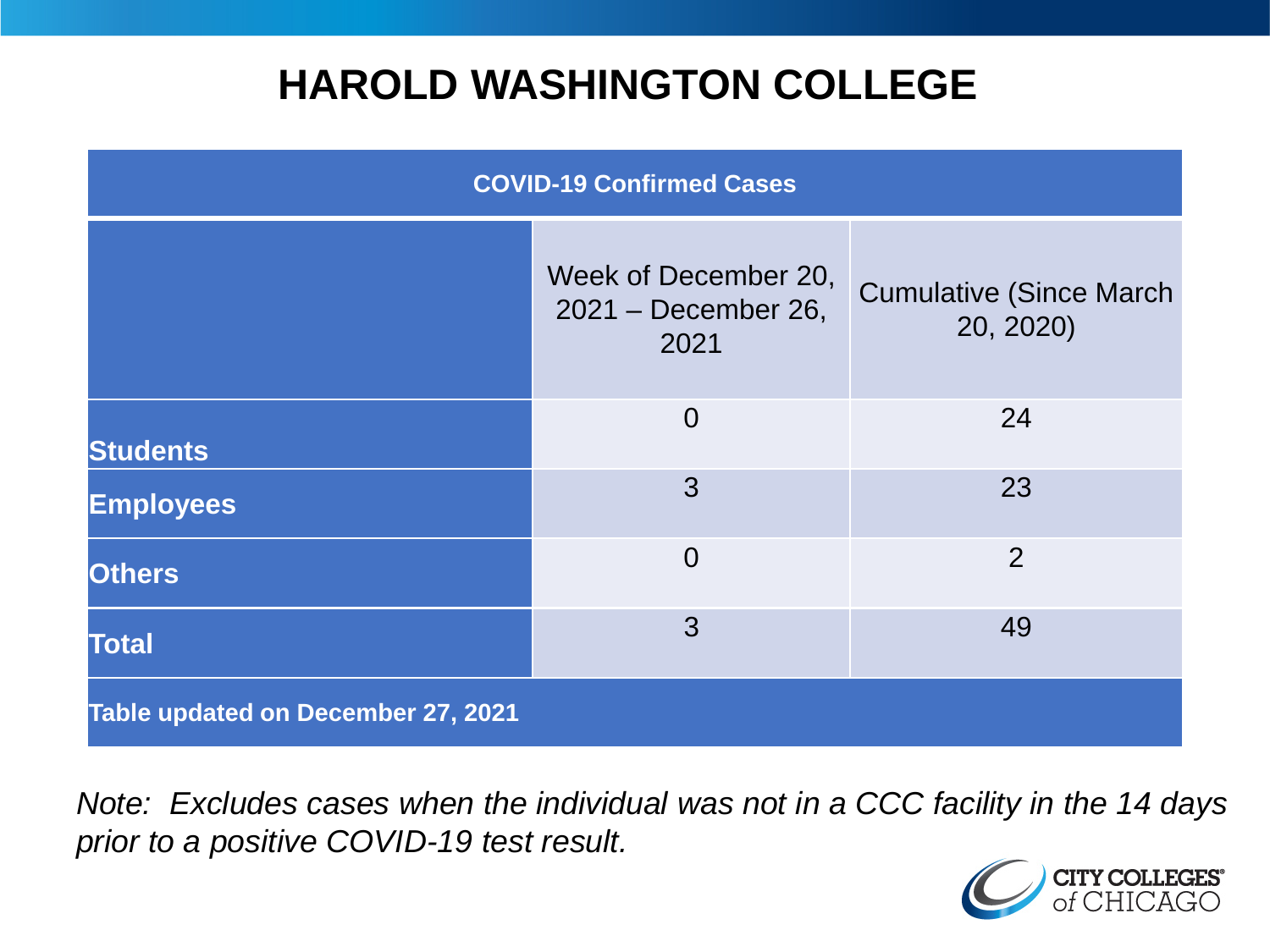# HAROLD WASHINGTON COLLEGE

| COVID-19 Confirmed Cases | | |
|---|---|---|
| | Week of December 20, 2021 – December 26, 2021 | Cumulative (Since March 20, 2020) |
| **Students** | 0 | 24 |
| **Employees** | 3 | 23 |
| **Others** | 0 | 2 |
| **Total** | 3 | 49 |
| **Table updated on December 27, 2021** | | |

*Note: Excludes cases when the individual was not in a CCC facility in the 14 days prior to a positive COVID-19 test result.*

CITY COLLEGES of CHICAGO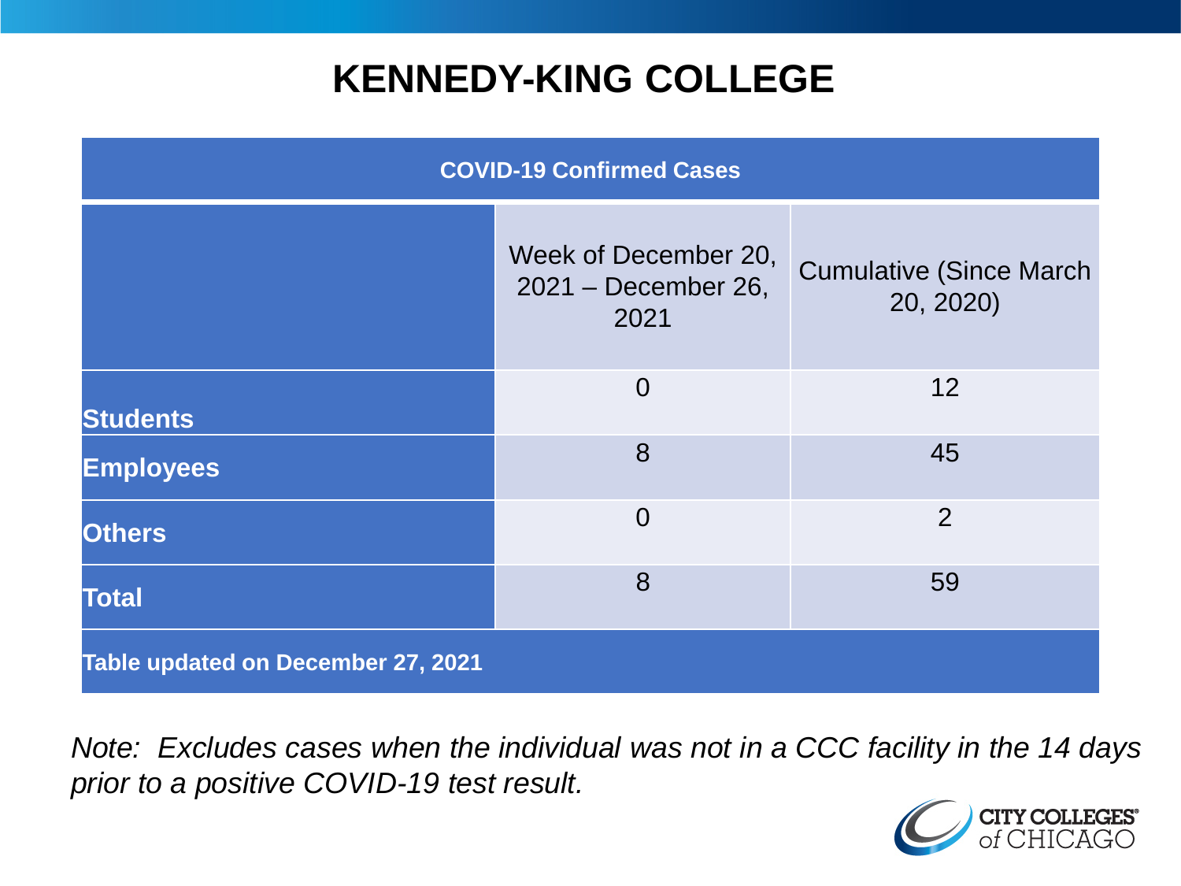# KENNEDY-KING COLLEGE

| COVID-19 Confirmed Cases | | |
|---|---|---|
| | Week of December 20, 2021 – December 26, 2021 | Cumulative (Since March 20, 2020) |
| **Students** | 0 | 12 |
| **Employees** | 8 | 45 |
| **Others** | 0 | 2 |
| **Total** | 8 | 59 |
| **Table updated on December 27, 2021** | | |

*Note: Excludes cases when the individual was not in a CCC facility in the 14 days prior to a positive COVID-19 test result.*

CITY COLLEGES of CHICAGO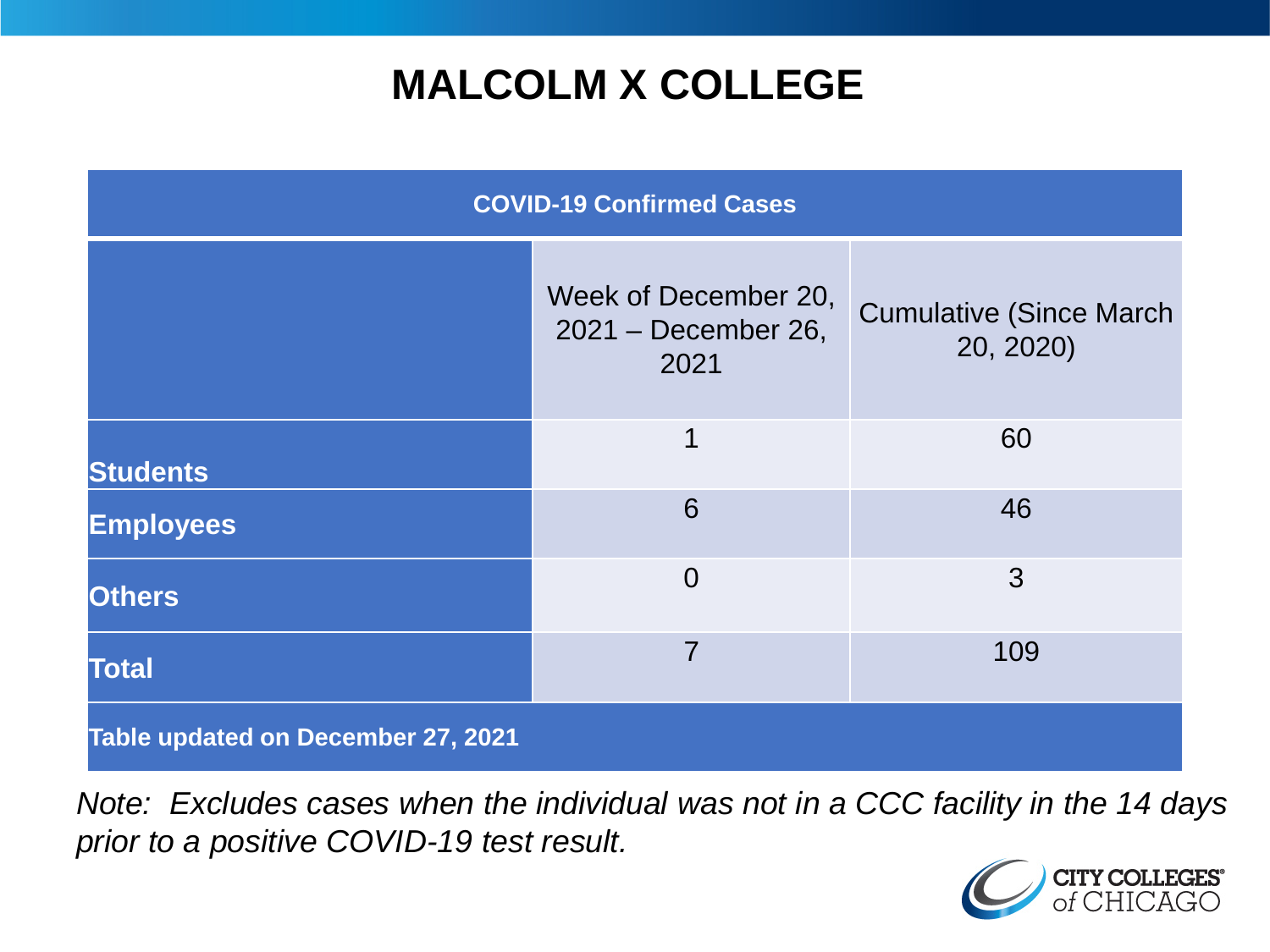# MALCOLM X COLLEGE

| COVID-19 Confirmed Cases | | |
|---|---|---|
| | Week of December 20, 2021 – December 26, 2021 | Cumulative (Since March 20, 2020) |
| **Students** | 1 | 60 |
| **Employees** | 6 | 46 |
| **Others** | 0 | 3 |
| **Total** | 7 | 109 |
| **Table updated on December 27, 2021** | | |

*Note: Excludes cases when the individual was not in a CCC facility in the 14 days prior to a positive COVID-19 test result.*

CITY COLLEGES of CHICAGO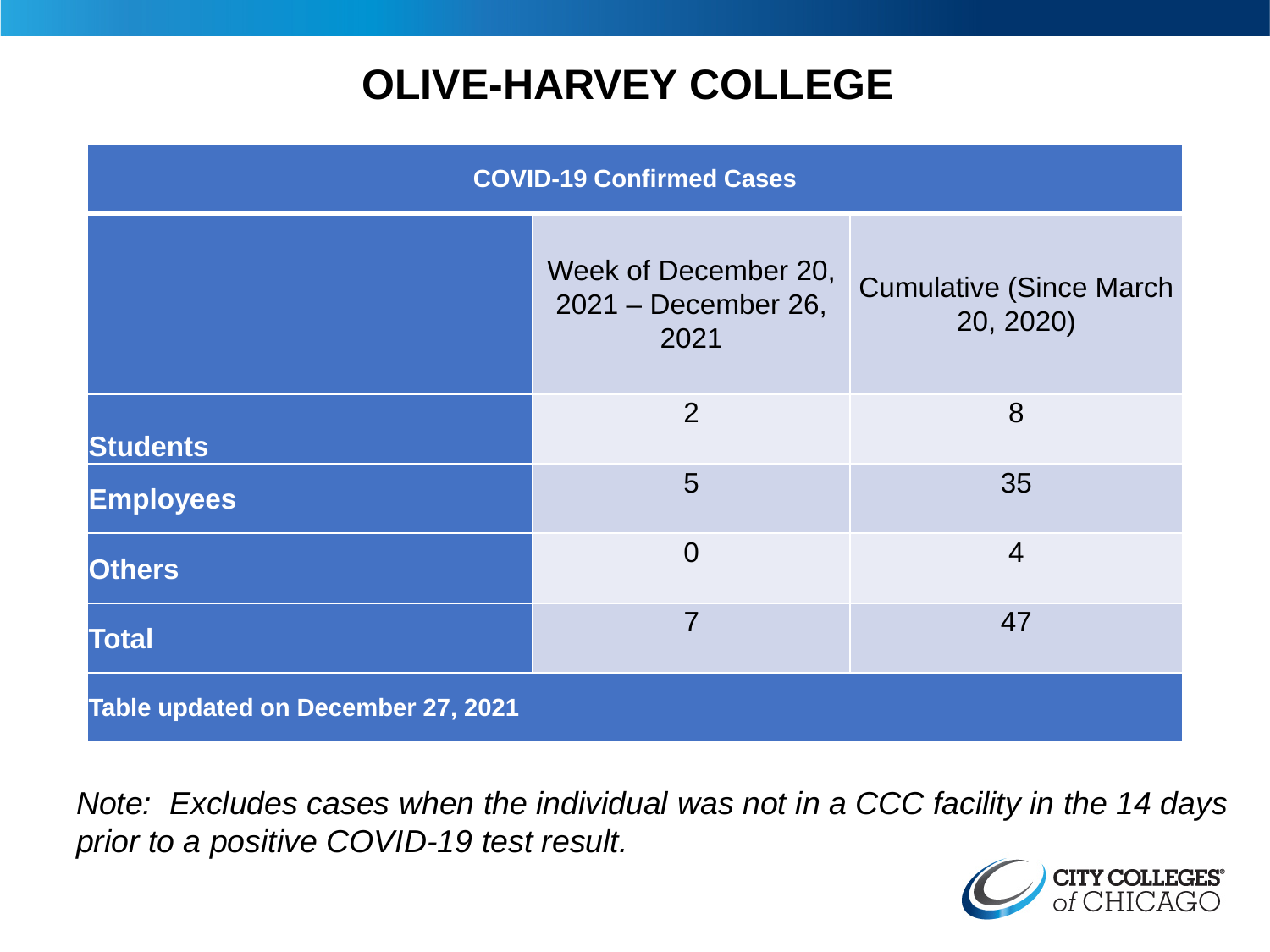# OLIVE-HARVEY COLLEGE

| COVID-19 Confirmed Cases | | |
|---|---|---|
| | Week of December 20, 2021 – December 26, 2021 | Cumulative (Since March 20, 2020) |
| **Students** | 2 | 8 |
| **Employees** | 5 | 35 |
| **Others** | 0 | 4 |
| **Total** | 7 | 47 |
| **Table updated on December 27, 2021** | | |

*Note: Excludes cases when the individual was not in a CCC facility in the 14 days prior to a positive COVID-19 test result.*

CITY COLLEGES of CHICAGO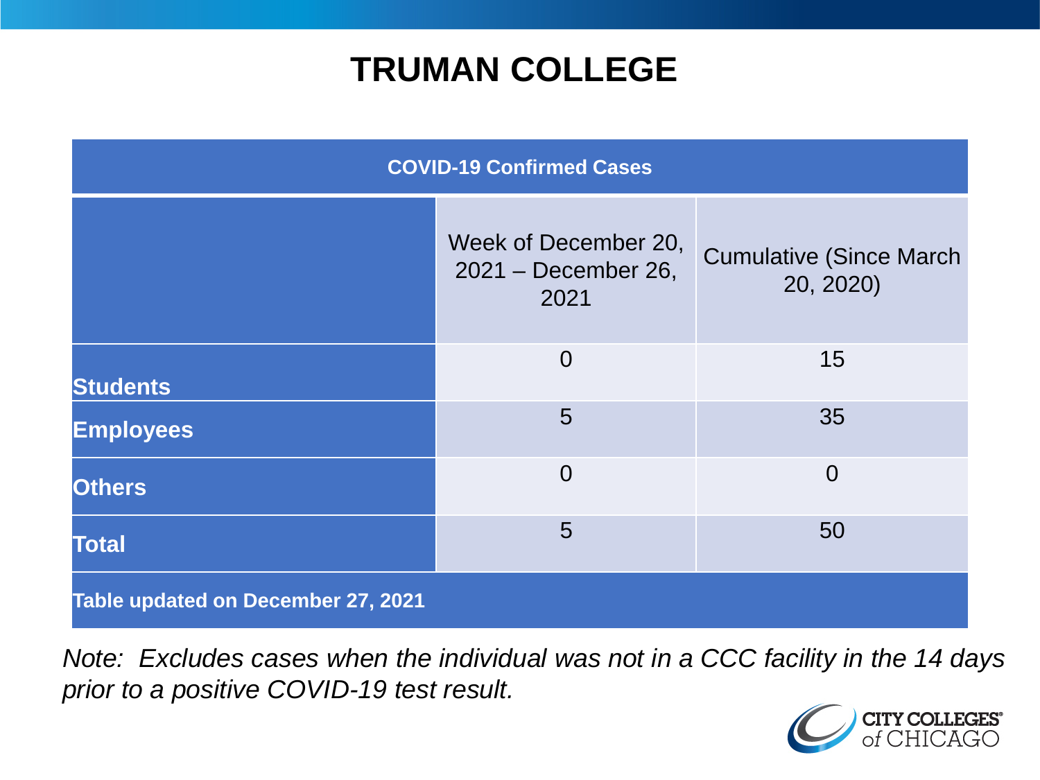# TRUMAN COLLEGE

| COVID-19 Confirmed Cases | | |
|---|---|---|
| | Week of December 20, 2021 – December 26, 2021 | Cumulative (Since March 20, 2020) |
| **Students** | 0 | 15 |
| **Employees** | 5 | 35 |
| **Others** | 0 | 0 |
| **Total** | 5 | 50 |
| **Table updated on December 27, 2021** | | |

*Note: Excludes cases when the individual was not in a CCC facility in the 14 days prior to a positive COVID-19 test result.*

CITY COLLEGES of CHICAGO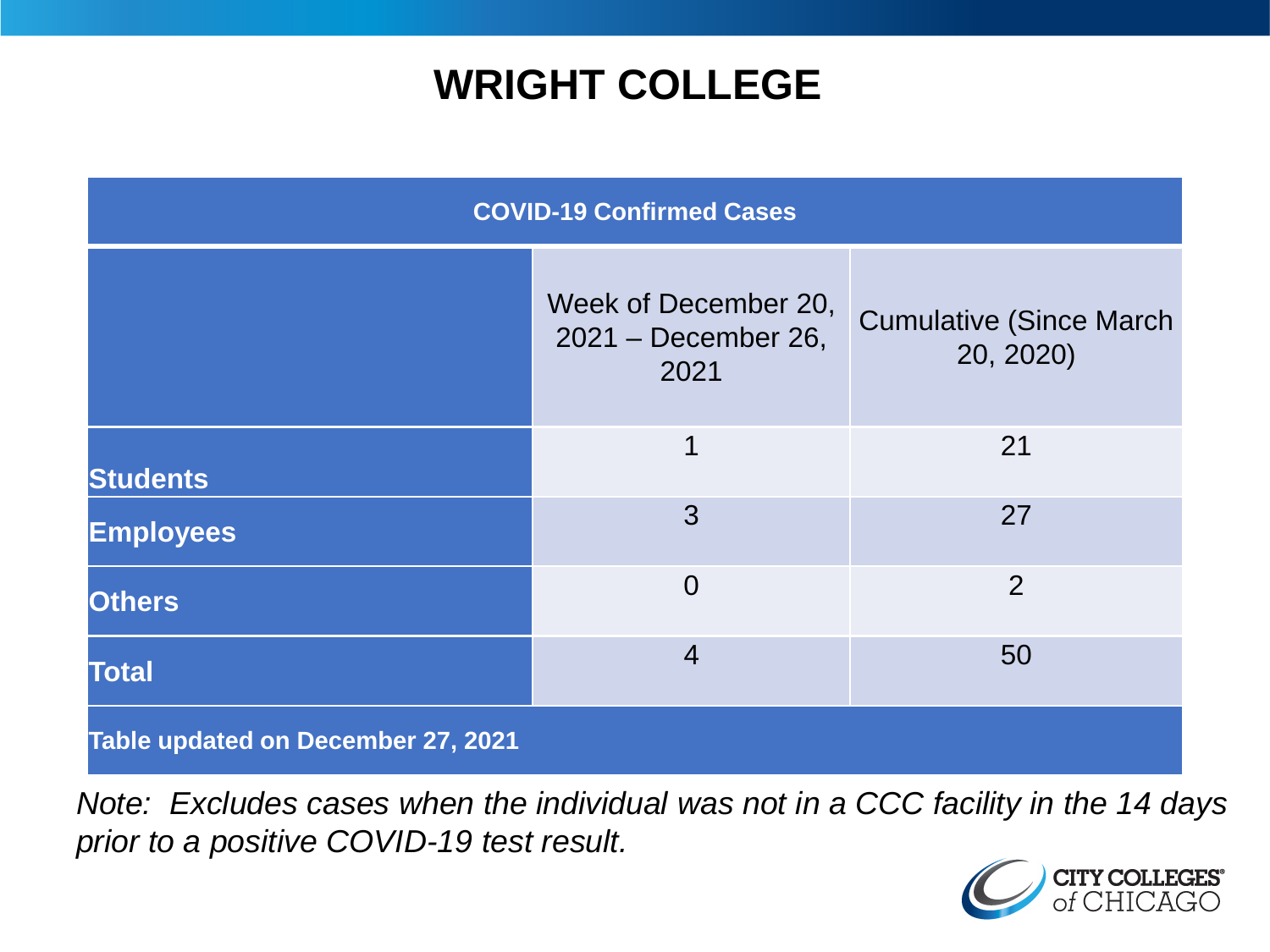# WRIGHT COLLEGE

| COVID-19 Confirmed Cases | | |
|---|---|---|
| | Week of December 20, 2021 – December 26, 2021 | Cumulative (Since March 20, 2020) |
| **Students** | 1 | 21 |
| **Employees** | 3 | 27 |
| **Others** | 0 | 2 |
| **Total** | 4 | 50 |
| **Table updated on December 27, 2021** | | |

*Note: Excludes cases when the individual was not in a CCC facility in the 14 days prior to a positive COVID-19 test result.*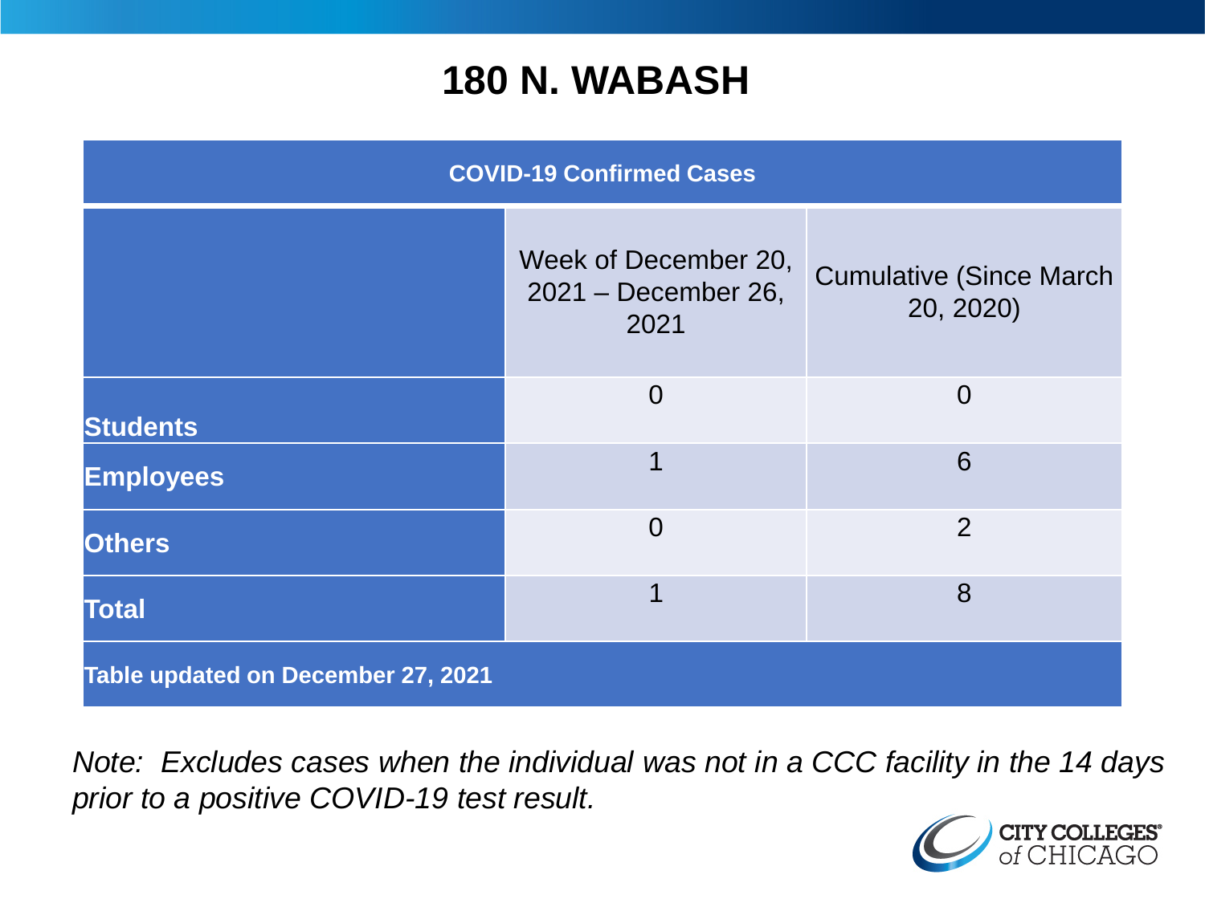# 180 N. WABASH

| COVID-19 Confirmed Cases | | |
|---|---|---|
| | Week of December 20, 2021 – December 26, 2021 | Cumulative (Since March 20, 2020) |
| **Students** | 0 | 0 |
| **Employees** | 1 | 6 |
| **Others** | 0 | 2 |
| **Total** | 1 | 8 |
| **Table updated on December 27, 2021** | | |

*Note: Excludes cases when the individual was not in a CCC facility in the 14 days prior to a positive COVID-19 test result.*

CITY COLLEGES of CHICAGO